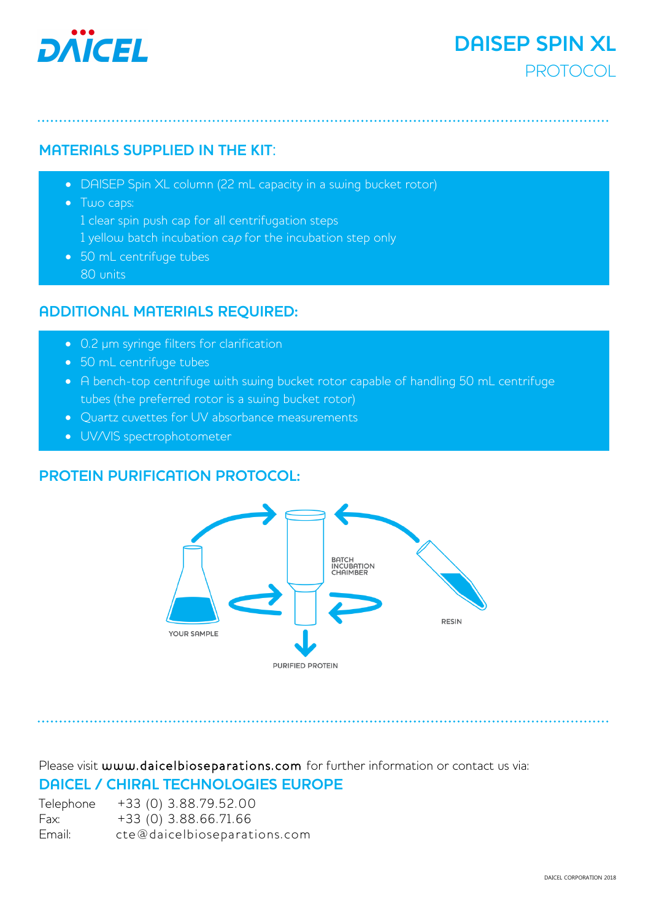# DAICEL

# DAISEP SPIN XL

## PROTOCOL

## MATERIALS SUPPLIED IN THE KIT:

- DAISEP Spin XL column (22 mL capacity in a swing bucket rotor)
- Two caps:
  1 clear spin push cap for all centrifugation steps
  1 yellow batch incubation cap for the incubation step only
- 50 mL centrifuge tubes
  80 units

## ADDITIONAL MATERIALS REQUIRED:

- 0.2 μm syringe filters for clarification
- 50 mL centrifuge tubes
- A bench-top centrifuge with swing bucket rotor capable of handling 50 mL centrifuge tubes (the preferred rotor is a swing bucket rotor)
- Quartz cuvettes for UV absorbance measurements
- UV/VIS spectrophotometer

## PROTEIN PURIFICATION PROTOCOL:

BATCH INCUBATION CHAIMBER

YOUR SAMPLE

RESIN

PURIFIED PROTEIN

Please visit www.daicelbioseparations.com for further information or contact us via:

**DAICEL / CHIRAL TECHNOLOGIES EUROPE**

Telephone +33 (0) 3.88.79.52.00
Fax: +33 (0) 3.88.66.71.66
Email: cte@daicelbioseparations.com

DAICEL CORPORATION 2018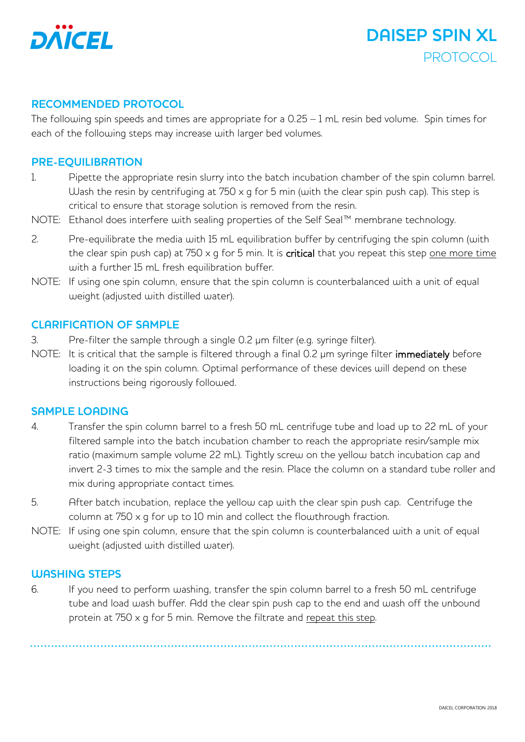# DAISEP SPIN XL
PROTOCOL

## RECOMMENDED PROTOCOL

The following spin speeds and times are appropriate for a 0.25 – 1 mL resin bed volume. Spin times for each of the following steps may increase with larger bed volumes.

## PRE-EQUILIBRATION

1. Pipette the appropriate resin slurry into the batch incubation chamber of the spin column barrel. Wash the resin by centrifuging at 750 x g for 5 min (with the clear spin push cap). This step is critical to ensure that storage solution is removed from the resin.

NOTE: Ethanol does interfere with sealing properties of the Self Seal™ membrane technology.

2. Pre-equilibrate the media with 15 mL equilibration buffer by centrifuging the spin column (with the clear spin push cap) at 750 x g for 5 min. It is **critical** that you repeat this step <u>one more time</u> with a further 15 mL fresh equilibration buffer.

NOTE: If using one spin column, ensure that the spin column is counterbalanced with a unit of equal weight (adjusted with distilled water).

## CLARIFICATION OF SAMPLE

3. Pre-filter the sample through a single 0.2 µm filter (e.g. syringe filter).

NOTE: It is critical that the sample is filtered through a final 0.2 µm syringe filter **immediately** before loading it on the spin column. Optimal performance of these devices will depend on these instructions being rigorously followed.

## SAMPLE LOADING

4. Transfer the spin column barrel to a fresh 50 mL centrifuge tube and load up to 22 mL of your filtered sample into the batch incubation chamber to reach the appropriate resin/sample mix ratio (maximum sample volume 22 mL). Tightly screw on the yellow batch incubation cap and invert 2-3 times to mix the sample and the resin. Place the column on a standard tube roller and mix during appropriate contact times.

5. After batch incubation, replace the yellow cap with the clear spin push cap. Centrifuge the column at 750 x g for up to 10 min and collect the flowthrough fraction.

NOTE: If using one spin column, ensure that the spin column is counterbalanced with a unit of equal weight (adjusted with distilled water).

## WASHING STEPS

6. If you need to perform washing, transfer the spin column barrel to a fresh 50 mL centrifuge tube and load wash buffer. Add the clear spin push cap to the end and wash off the unbound protein at 750 x g for 5 min. Remove the filtrate and <u>repeat this step</u>.